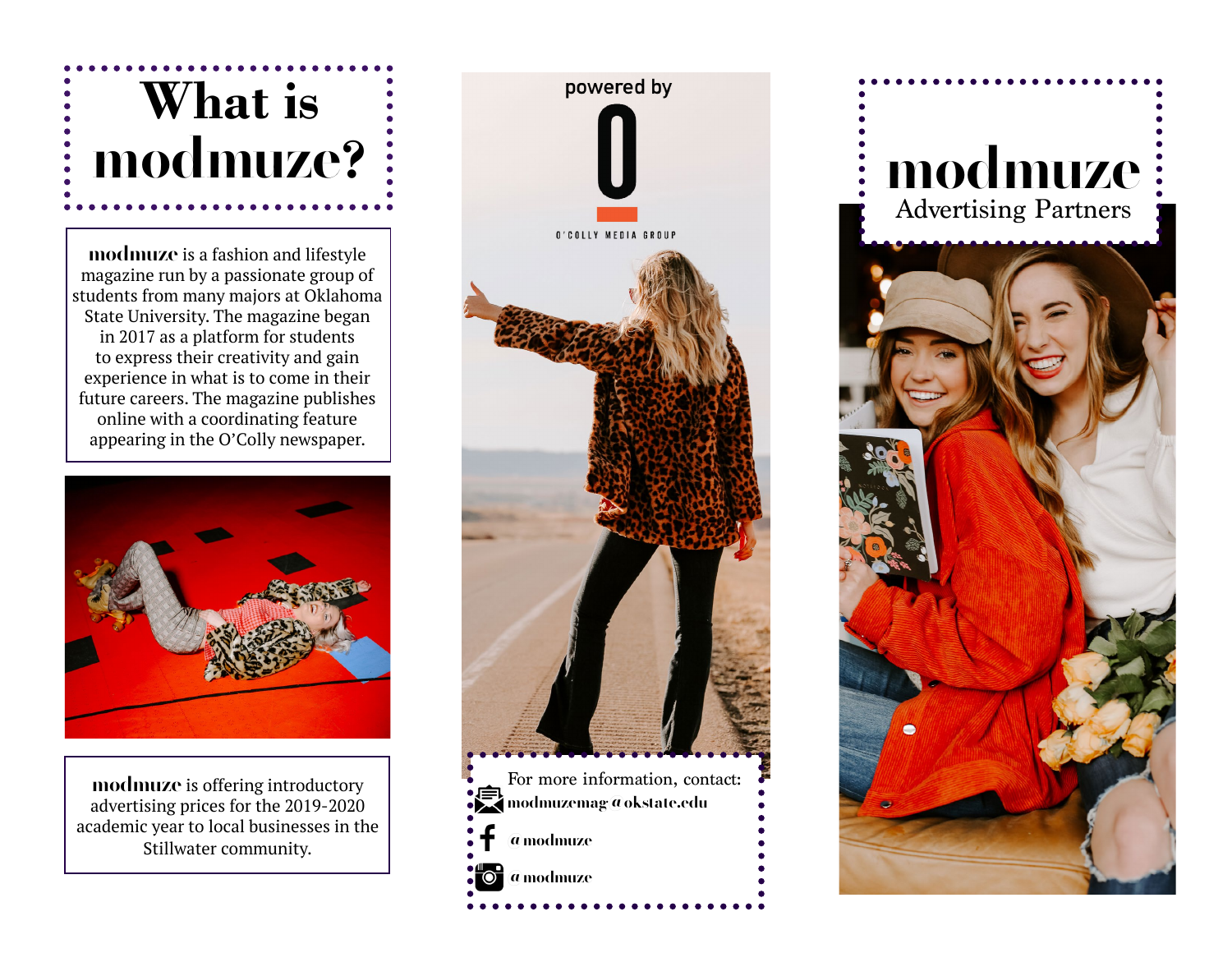# What is modmuze?

**modmuze** is a fashion and lifestyle magazine run by a passionate group of students from many majors at Oklahoma State University. The magazine began in 2017 as a platform for students to express their creativity and gain experience in what is to come in their future careers. The magazine publishes online with a coordinating feature appearing in the O'Colly newspaper.

**modmuze** is offering introductory advertising prices for the 2019-2020 academic year to local businesses in the Stillwater community.

powered by

O'COLLY MEDIA GROUP

For more information, contact:

modmuzemag@okstate.edu

@modmuze

@modmuze

# modmuze

## Advertising Partners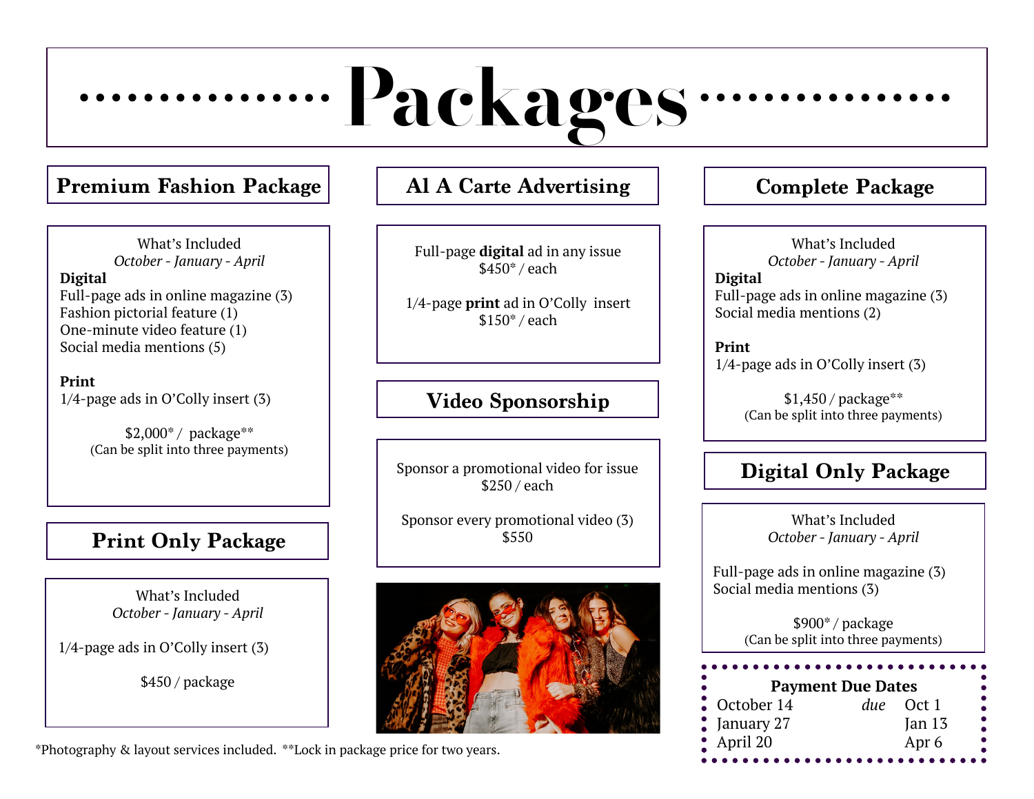# Packages

## Premium Fashion Package

What's Included
*October - January - April*

**Digital**
Full-page ads in online magazine (3)
Fashion pictorial feature (1)
One-minute video feature (1)
Social media mentions (5)

**Print**
1/4-page ads in O'Colly insert (3)

$2,000* / package**
(Can be split into three payments)

## Print Only Package

What's Included
*October - January - April*

1/4-page ads in O'Colly insert (3)

$450 / package

## Al A Carte Advertising

Full-page **digital** ad in any issue
$450* / each

1/4-page **print** ad in O'Colly insert
$150* / each

## Video Sponsorship

Sponsor a promotional video for issue
$250 / each

Sponsor every promotional video (3)
$550

## Complete Package

What's Included
*October - January - April*

**Digital**
Full-page ads in online magazine (3)
Social media mentions (2)

**Print**
1/4-page ads in O'Colly insert (3)

$1,450 / package**
(Can be split into three payments)

## Digital Only Package

What's Included
*October - January - April*

Full-page ads in online magazine (3)
Social media mentions (3)

$900* / package
(Can be split into three payments)

**Payment Due Dates**

| | | |
|---|---|---|
| October 14 | *due* | Oct 1 |
| January 27 | | Jan 13 |
| April 20 | | Apr 6 |

*Photography & layout services included. **Lock in package price for two years.